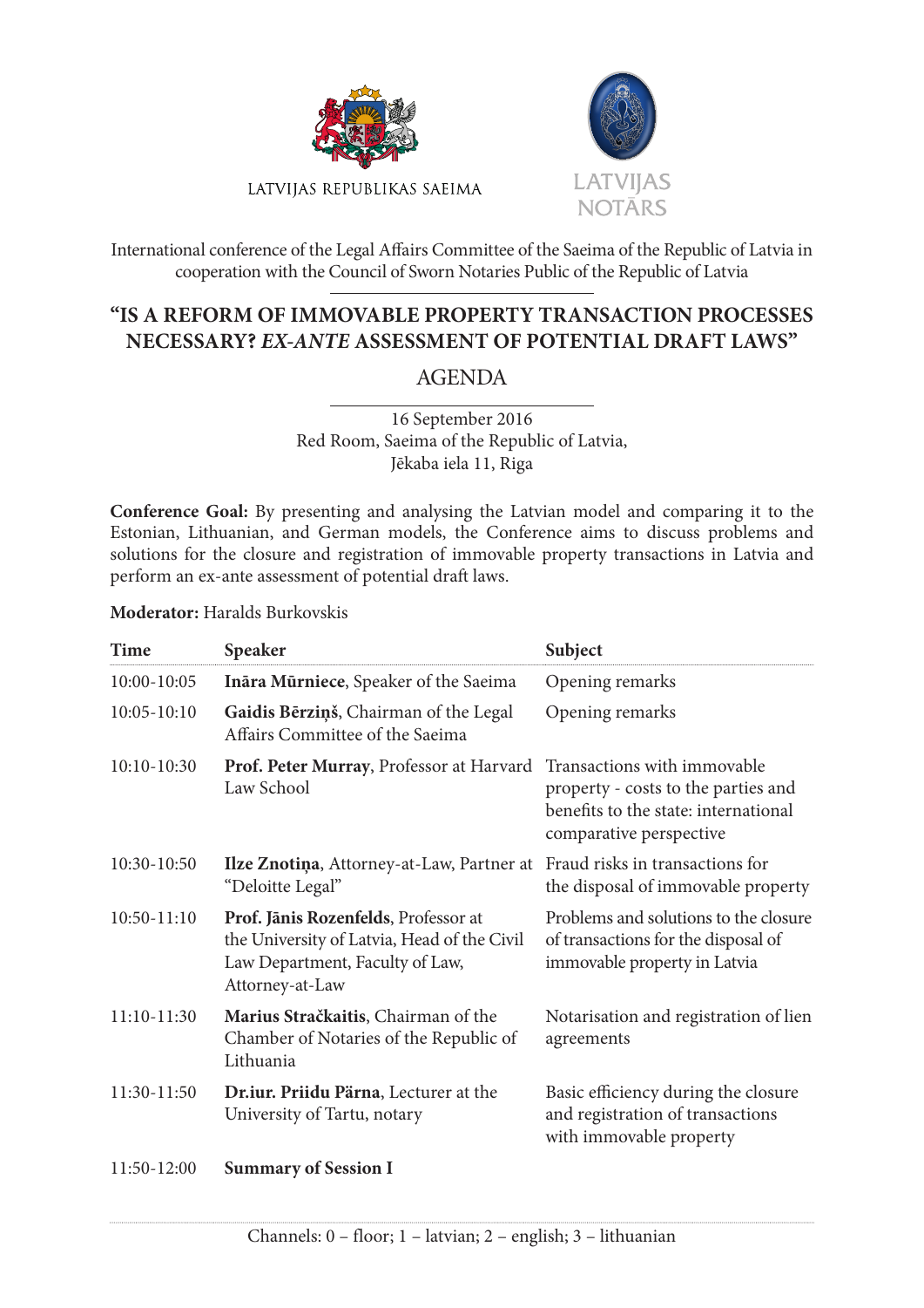LATVIJAS REPUBLIKAS SAEIMA

LATVIJAS NOTĀRS

International conference of the Legal Affairs Committee of the Saeima of the Republic of Latvia in cooperation with the Council of Sworn Notaries Public of the Republic of Latvia

# "IS A REFORM OF IMMOVABLE PROPERTY TRANSACTION PROCESSES NECESSARY? *EX-ANTE* ASSESSMENT OF POTENTIAL DRAFT LAWS"

## AGENDA

16 September 2016
Red Room, Saeima of the Republic of Latvia,
Jēkaba iela 11, Riga

**Conference Goal:** By presenting and analysing the Latvian model and comparing it to the Estonian, Lithuanian, and German models, the Conference aims to discuss problems and solutions for the closure and registration of immovable property transactions in Latvia and perform an ex-ante assessment of potential draft laws.

**Moderator:** Haralds Burkovskis

| Time | Speaker | Subject |
|---|---|---|
| 10:00-10:05 | **Ināra Mūrniece**, Speaker of the Saeima | Opening remarks |
| 10:05-10:10 | **Gaidis Bērziņš**, Chairman of the Legal Affairs Committee of the Saeima | Opening remarks |
| 10:10-10:30 | **Prof. Peter Murray**, Professor at Harvard Law School | Transactions with immovable property - costs to the parties and benefits to the state: international comparative perspective |
| 10:30-10:50 | **Ilze Znotiņa**, Attorney-at-Law, Partner at "Deloitte Legal" | Fraud risks in transactions for the disposal of immovable property |
| 10:50-11:10 | **Prof. Jānis Rozenfelds**, Professor at the University of Latvia, Head of the Civil Law Department, Faculty of Law, Attorney-at-Law | Problems and solutions to the closure of transactions for the disposal of immovable property in Latvia |
| 11:10-11:30 | **Marius Stračkaitis**, Chairman of the Chamber of Notaries of the Republic of Lithuania | Notarisation and registration of lien agreements |
| 11:30-11:50 | **Dr.iur. Priidu Pärna**, Lecturer at the University of Tartu, notary | Basic efficiency during the closure and registration of transactions with immovable property |
| 11:50-12:00 | **Summary of Session I** | |

Channels: 0 – floor; 1 – latvian; 2 – english; 3 – lithuanian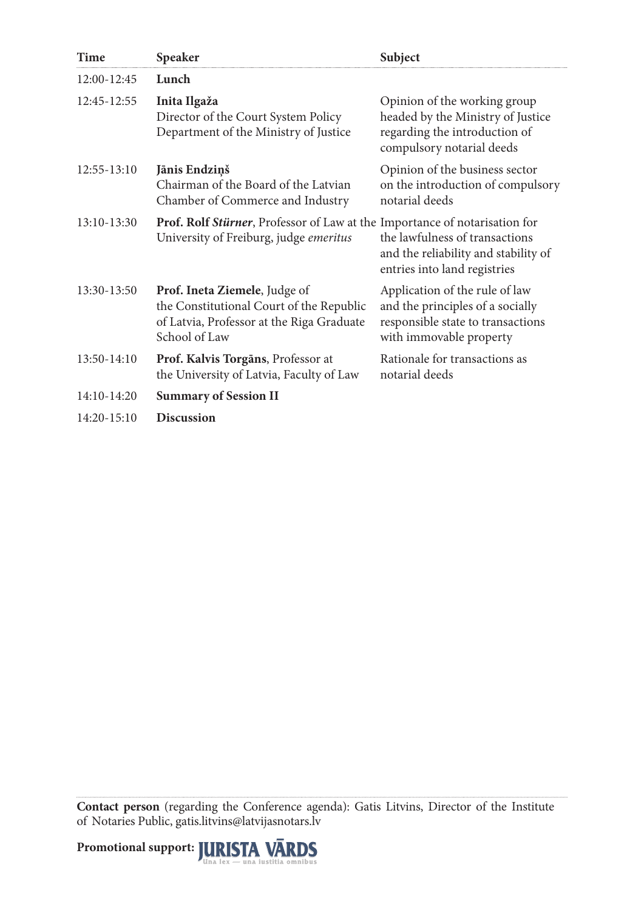| Time | Speaker | Subject |
|---|---|---|
| 12:00-12:45 | **Lunch** | |
| 12:45-12:55 | **Inita Ilgaža**<br>Director of the Court System Policy Department of the Ministry of Justice | Opinion of the working group headed by the Ministry of Justice regarding the introduction of compulsory notarial deeds |
| 12:55-13:10 | **Jānis Endziņš**<br>Chairman of the Board of the Latvian Chamber of Commerce and Industry | Opinion of the business sector on the introduction of compulsory notarial deeds |
| 13:10-13:30 | **Prof. Rolf *Stürner***, Professor of Law at the University of Freiburg, judge *emeritus* | Importance of notarisation for the lawfulness of transactions and the reliability and stability of entries into land registries |
| 13:30-13:50 | **Prof. Ineta Ziemele**, Judge of the Constitutional Court of the Republic of Latvia, Professor at the Riga Graduate School of Law | Application of the rule of law and the principles of a socially responsible state to transactions with immovable property |
| 13:50-14:10 | **Prof. Kalvis Torgāns**, Professor at the University of Latvia, Faculty of Law | Rationale for transactions as notarial deeds |
| 14:10-14:20 | **Summary of Session II** | |
| 14:20-15:10 | **Discussion** | |

**Contact person** (regarding the Conference agenda): Gatis Litvins, Director of the Institute of Notaries Public, gatis.litvins@latvijasnotars.lv

**Promotional support:** JURISTA VĀRDS
Una lex — una iustitia omnibus